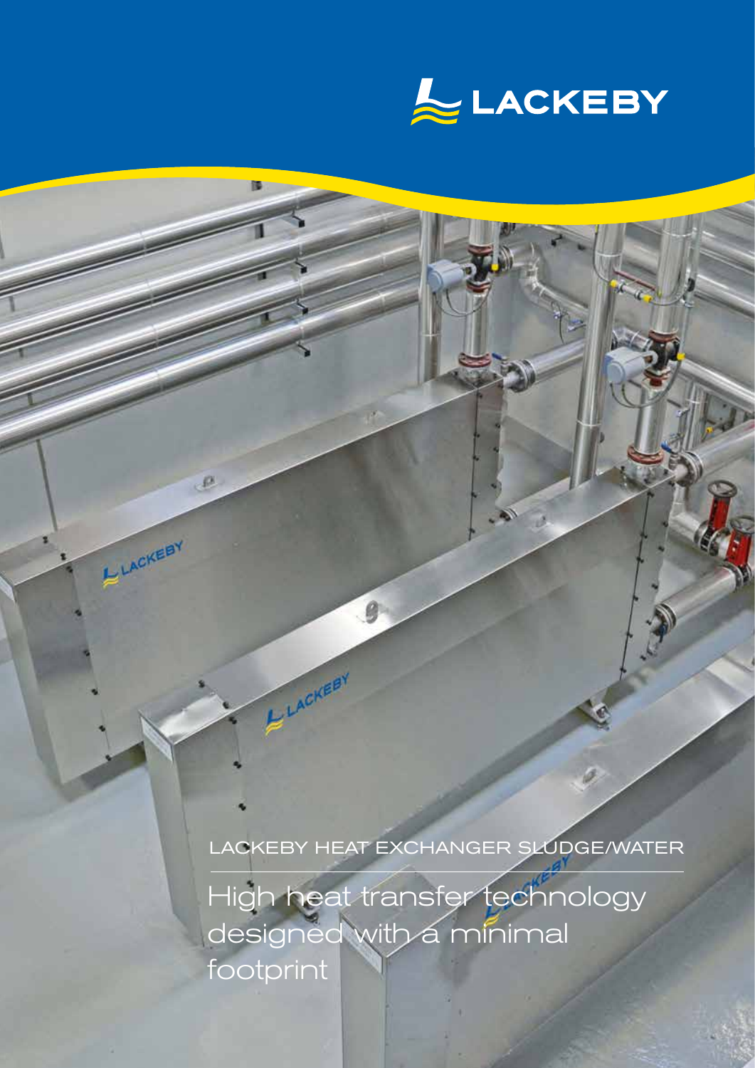LACKEBY

LACKEBY HEAT EXCHANGER SLUDGE/WATER

# High heat transfer technology designed with a minimal footprint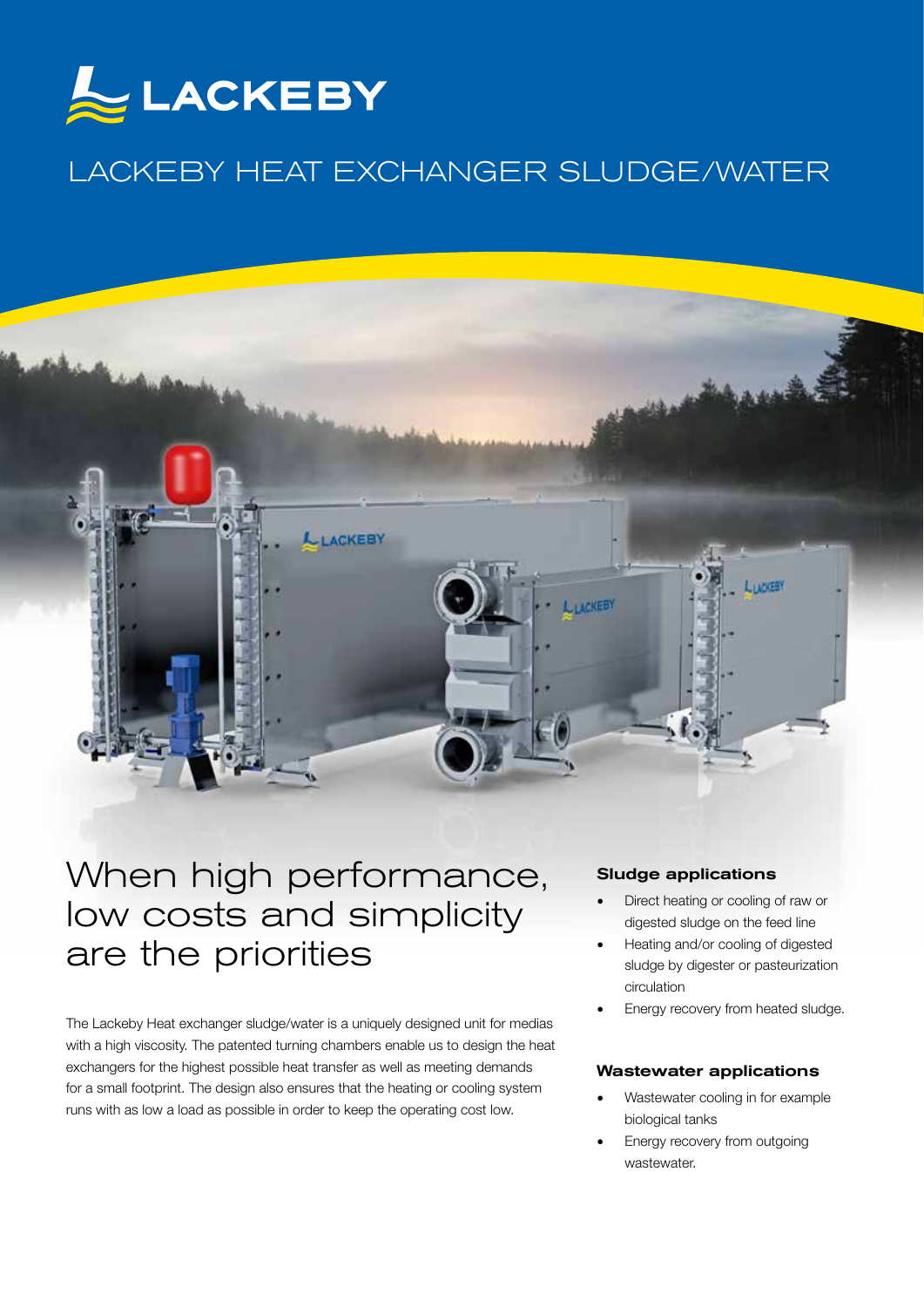# LACKEBY

## LACKEBY HEAT EXCHANGER SLUDGE/WATER

## When high performance, low costs and simplicity are the priorities

The Lackeby Heat exchanger sludge/water is a uniquely designed unit for medias with a high viscosity. The patented turning chambers enable us to design the heat exchangers for the highest possible heat transfer as well as meeting demands for a small footprint. The design also ensures that the heating or cooling system runs with as low a load as possible in order to keep the operating cost low.

### Sludge applications

- Direct heating or cooling of raw or digested sludge on the feed line
- Heating and/or cooling of digested sludge by digester or pasteurization circulation
- Energy recovery from heated sludge.

### Wastewater applications

- Wastewater cooling in for example biological tanks
- Energy recovery from outgoing wastewater.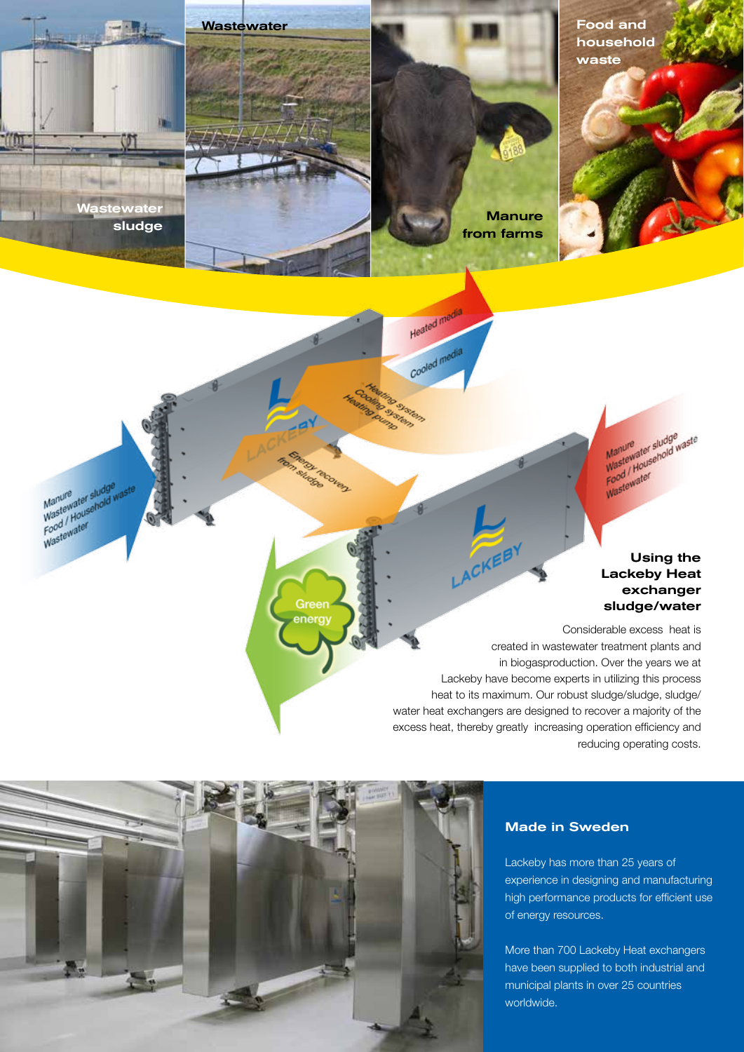## Using the Lackeby Heat exchanger sludge/water

Considerable excess heat is created in wastewater treatment plants and in biogasproduction. Over the years we at Lackeby have become experts in utilizing this process heat to its maximum. Our robust sludge/sludge, sludge/water heat exchangers are designed to recover a majority of the excess heat, thereby greatly increasing operation efficiency and reducing operating costs.

## Made in Sweden

Lackeby has more than 25 years of experience in designing and manufacturing high performance products for efficient use of energy resources.

More than 700 Lackeby Heat exchangers have been supplied to both industrial and municipal plants in over 25 countries worldwide.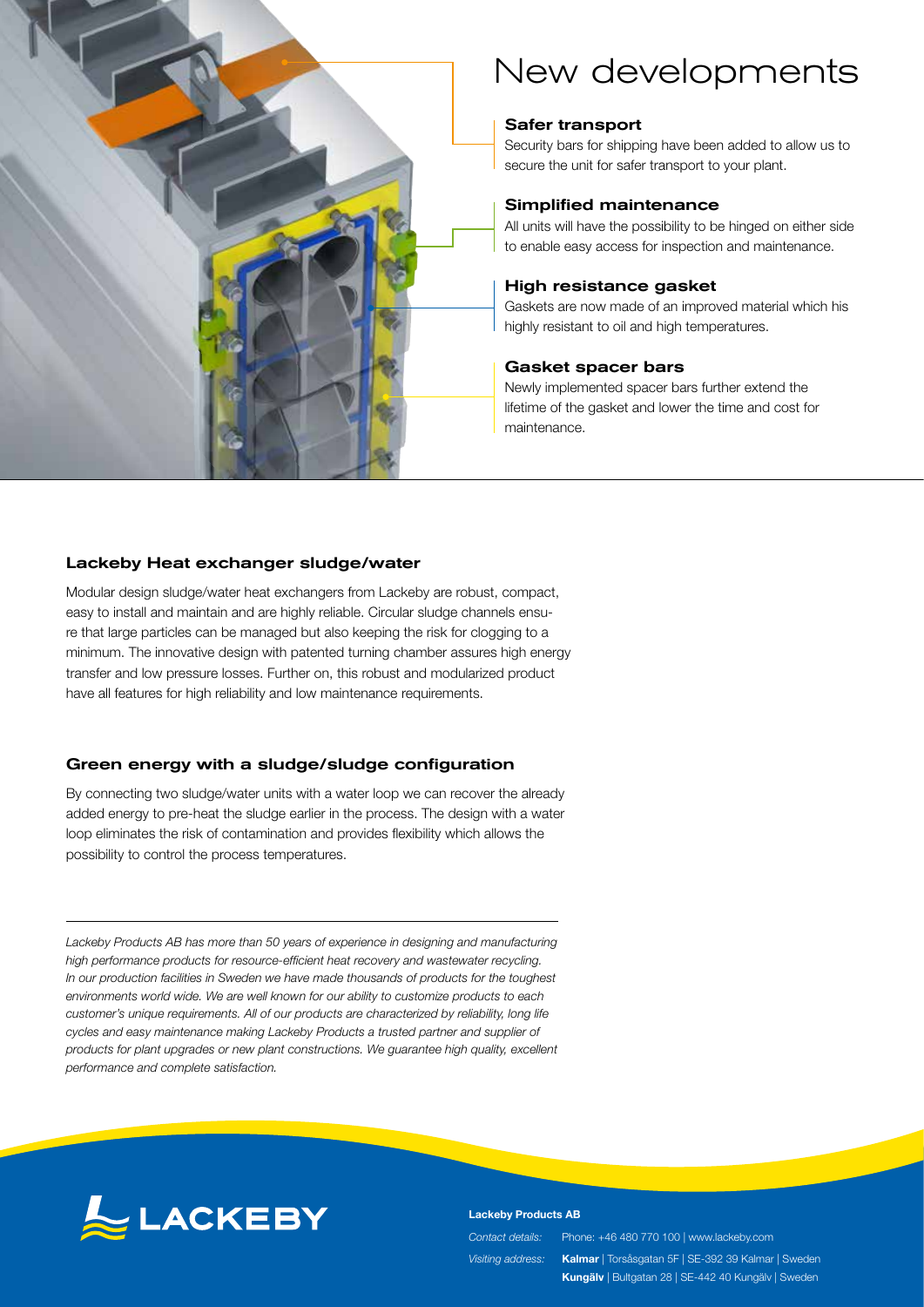# New developments

### Safer transport

Security bars for shipping have been added to allow us to secure the unit for safer transport to your plant.

### Simplified maintenance

All units will have the possibility to be hinged on either side to enable easy access for inspection and maintenance.

### High resistance gasket

Gaskets are now made of an improved material which his highly resistant to oil and high temperatures.

### Gasket spacer bars

Newly implemented spacer bars further extend the lifetime of the gasket and lower the time and cost for maintenance.

## Lackeby Heat exchanger sludge/water

Modular design sludge/water heat exchangers from Lackeby are robust, compact, easy to install and maintain and are highly reliable. Circular sludge channels ensure that large particles can be managed but also keeping the risk for clogging to a minimum. The innovative design with patented turning chamber assures high energy transfer and low pressure losses. Further on, this robust and modularized product have all features for high reliability and low maintenance requirements.

## Green energy with a sludge/sludge configuration

By connecting two sludge/water units with a water loop we can recover the already added energy to pre-heat the sludge earlier in the process. The design with a water loop eliminates the risk of contamination and provides flexibility which allows the possibility to control the process temperatures.

---

*Lackeby Products AB has more than 50 years of experience in designing and manufacturing high performance products for resource-efficient heat recovery and wastewater recycling. In our production facilities in Sweden we have made thousands of products for the toughest environments world wide. We are well known for our ability to customize products to each customer's unique requirements. All of our products are characterized by reliability, long life cycles and easy maintenance making Lackeby Products a trusted partner and supplier of products for plant upgrades or new plant constructions. We guarantee high quality, excellent performance and complete satisfaction.*

LACKEBY

**Lackeby Products AB**

*Contact details:* Phone: +46 480 770 100 | www.lackeby.com

*Visiting address:* **Kalmar** | Torsåsgatan 5F | SE-392 39 Kalmar | Sweden
**Kungälv** | Bultgatan 28 | SE-442 40 Kungälv | Sweden